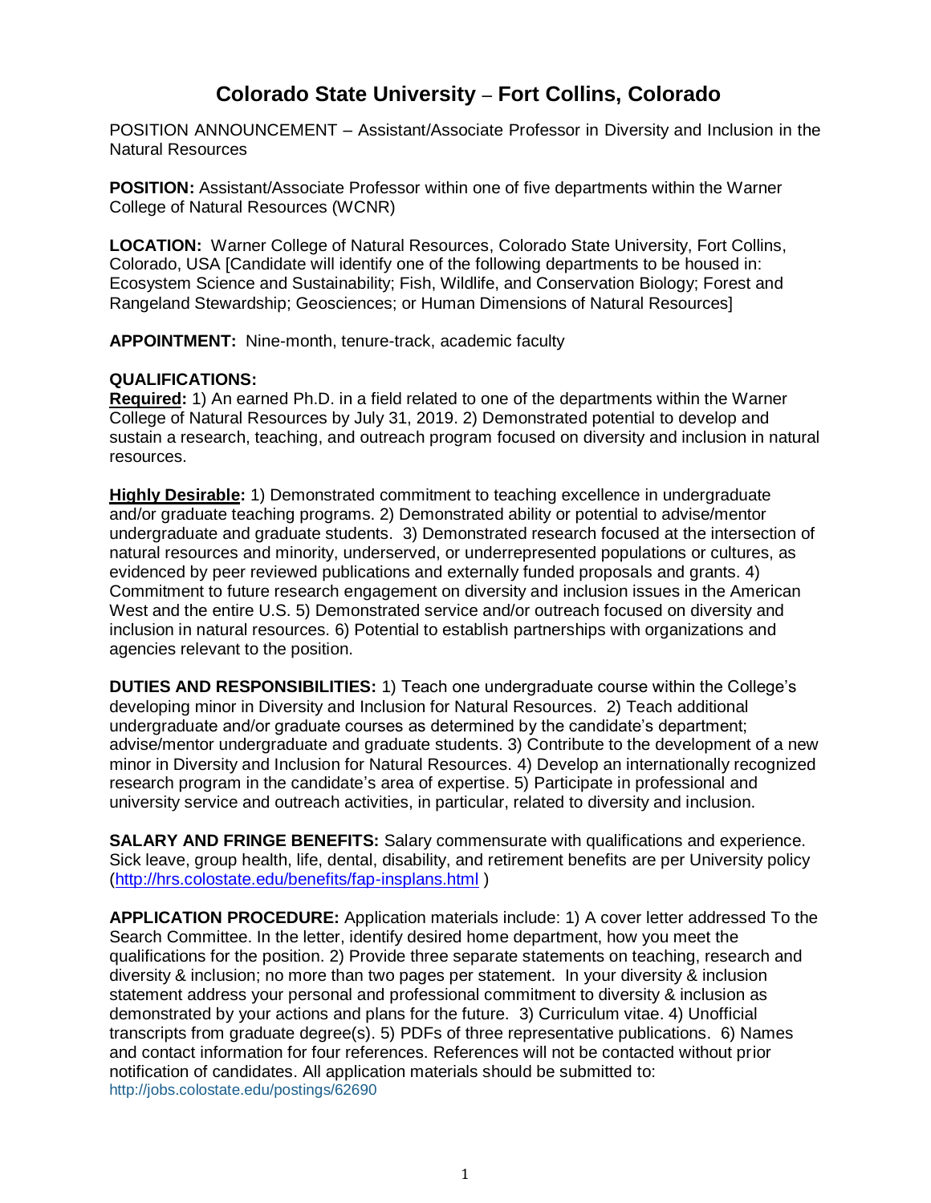# Colorado State University – Fort Collins, Colorado

POSITION ANNOUNCEMENT – Assistant/Associate Professor in Diversity and Inclusion in the Natural Resources

**POSITION:** Assistant/Associate Professor within one of five departments within the Warner College of Natural Resources (WCNR)

**LOCATION:** Warner College of Natural Resources, Colorado State University, Fort Collins, Colorado, USA [Candidate will identify one of the following departments to be housed in: Ecosystem Science and Sustainability; Fish, Wildlife, and Conservation Biology; Forest and Rangeland Stewardship; Geosciences; or Human Dimensions of Natural Resources]

**APPOINTMENT:** Nine-month, tenure-track, academic faculty

**QUALIFICATIONS:**

**Required:** 1) An earned Ph.D. in a field related to one of the departments within the Warner College of Natural Resources by July 31, 2019. 2) Demonstrated potential to develop and sustain a research, teaching, and outreach program focused on diversity and inclusion in natural resources.

**Highly Desirable:** 1) Demonstrated commitment to teaching excellence in undergraduate and/or graduate teaching programs. 2) Demonstrated ability or potential to advise/mentor undergraduate and graduate students. 3) Demonstrated research focused at the intersection of natural resources and minority, underserved, or underrepresented populations or cultures, as evidenced by peer reviewed publications and externally funded proposals and grants. 4) Commitment to future research engagement on diversity and inclusion issues in the American West and the entire U.S. 5) Demonstrated service and/or outreach focused on diversity and inclusion in natural resources. 6) Potential to establish partnerships with organizations and agencies relevant to the position.

**DUTIES AND RESPONSIBILITIES:** 1) Teach one undergraduate course within the College's developing minor in Diversity and Inclusion for Natural Resources. 2) Teach additional undergraduate and/or graduate courses as determined by the candidate's department; advise/mentor undergraduate and graduate students. 3) Contribute to the development of a new minor in Diversity and Inclusion for Natural Resources. 4) Develop an internationally recognized research program in the candidate's area of expertise. 5) Participate in professional and university service and outreach activities, in particular, related to diversity and inclusion.

**SALARY AND FRINGE BENEFITS:** Salary commensurate with qualifications and experience. Sick leave, group health, life, dental, disability, and retirement benefits are per University policy (http://hrs.colostate.edu/benefits/fap-insplans.html )

**APPLICATION PROCEDURE:** Application materials include: 1) A cover letter addressed To the Search Committee. In the letter, identify desired home department, how you meet the qualifications for the position. 2) Provide three separate statements on teaching, research and diversity & inclusion; no more than two pages per statement. In your diversity & inclusion statement address your personal and professional commitment to diversity & inclusion as demonstrated by your actions and plans for the future. 3) Curriculum vitae. 4) Unofficial transcripts from graduate degree(s). 5) PDFs of three representative publications. 6) Names and contact information for four references. References will not be contacted without prior notification of candidates. All application materials should be submitted to: http://jobs.colostate.edu/postings/62690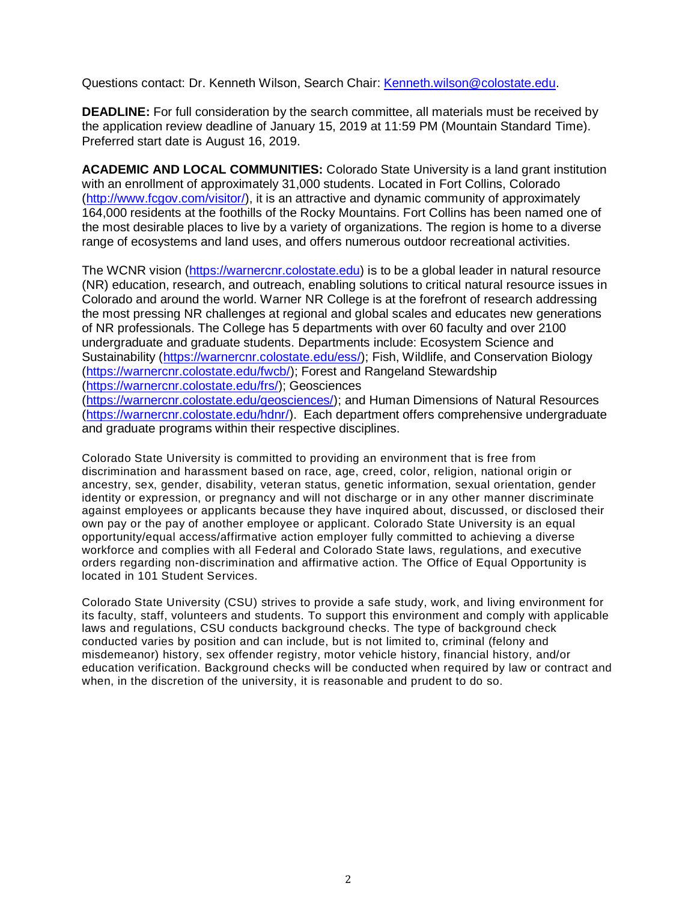Questions contact: Dr. Kenneth Wilson, Search Chair: Kenneth.wilson@colostate.edu.

**DEADLINE:** For full consideration by the search committee, all materials must be received by the application review deadline of January 15, 2019 at 11:59 PM (Mountain Standard Time). Preferred start date is August 16, 2019.

**ACADEMIC AND LOCAL COMMUNITIES:** Colorado State University is a land grant institution with an enrollment of approximately 31,000 students. Located in Fort Collins, Colorado (http://www.fcgov.com/visitor/), it is an attractive and dynamic community of approximately 164,000 residents at the foothills of the Rocky Mountains. Fort Collins has been named one of the most desirable places to live by a variety of organizations. The region is home to a diverse range of ecosystems and land uses, and offers numerous outdoor recreational activities.

The WCNR vision (https://warnercnr.colostate.edu) is to be a global leader in natural resource (NR) education, research, and outreach, enabling solutions to critical natural resource issues in Colorado and around the world. Warner NR College is at the forefront of research addressing the most pressing NR challenges at regional and global scales and educates new generations of NR professionals. The College has 5 departments with over 60 faculty and over 2100 undergraduate and graduate students. Departments include: Ecosystem Science and Sustainability (https://warnercnr.colostate.edu/ess/); Fish, Wildlife, and Conservation Biology (https://warnercnr.colostate.edu/fwcb/); Forest and Rangeland Stewardship (https://warnercnr.colostate.edu/frs/); Geosciences (https://warnercnr.colostate.edu/geosciences/); and Human Dimensions of Natural Resources (https://warnercnr.colostate.edu/hdnr/). Each department offers comprehensive undergraduate and graduate programs within their respective disciplines.

Colorado State University is committed to providing an environment that is free from discrimination and harassment based on race, age, creed, color, religion, national origin or ancestry, sex, gender, disability, veteran status, genetic information, sexual orientation, gender identity or expression, or pregnancy and will not discharge or in any other manner discriminate against employees or applicants because they have inquired about, discussed, or disclosed their own pay or the pay of another employee or applicant. Colorado State University is an equal opportunity/equal access/affirmative action employer fully committed to achieving a diverse workforce and complies with all Federal and Colorado State laws, regulations, and executive orders regarding non-discrimination and affirmative action. The Office of Equal Opportunity is located in 101 Student Services.

Colorado State University (CSU) strives to provide a safe study, work, and living environment for its faculty, staff, volunteers and students. To support this environment and comply with applicable laws and regulations, CSU conducts background checks. The type of background check conducted varies by position and can include, but is not limited to, criminal (felony and misdemeanor) history, sex offender registry, motor vehicle history, financial history, and/or education verification. Background checks will be conducted when required by law or contract and when, in the discretion of the university, it is reasonable and prudent to do so.